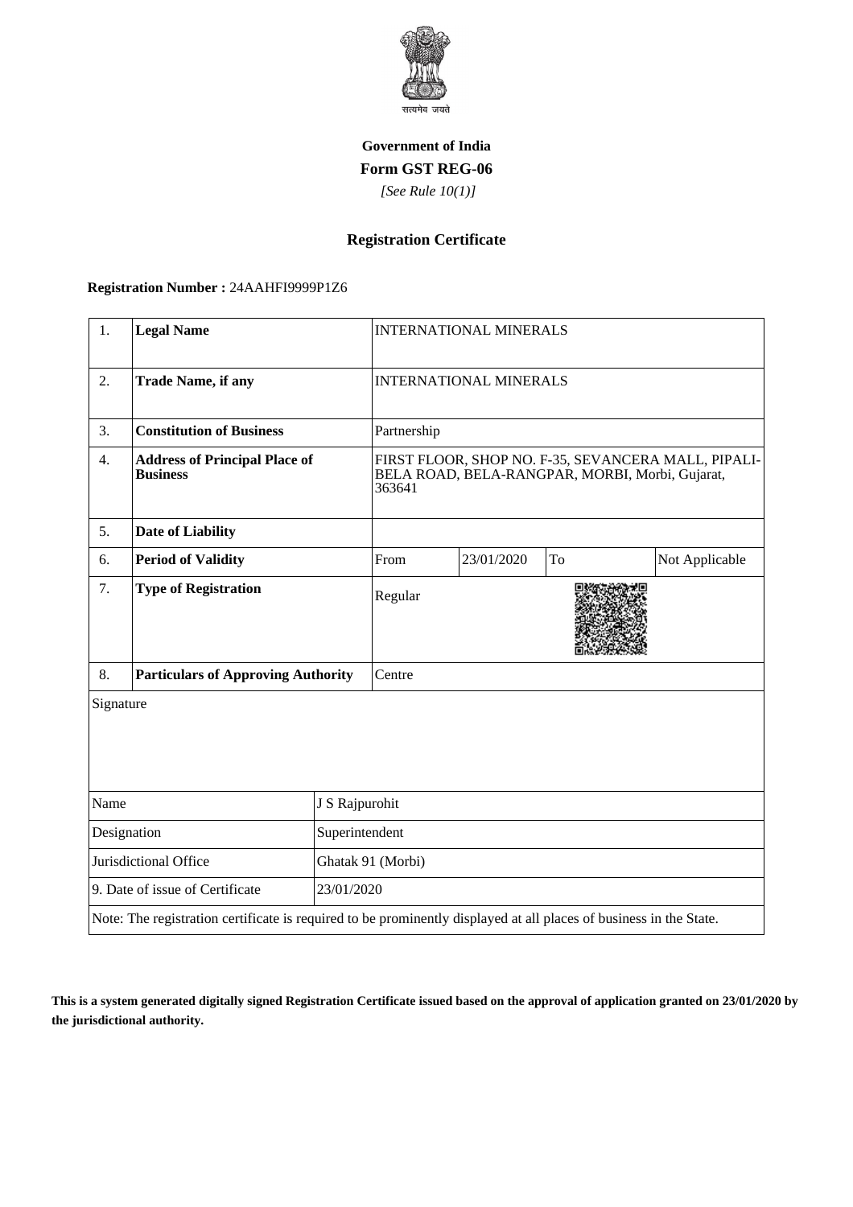सत्यमेव जयते

**Government of India**

**Form GST REG-06**

*[See Rule 10(1)]*

**Registration Certificate**

**Registration Number :** 24AAHFI9999P1Z6

| 1. | **Legal Name** | INTERNATIONAL MINERALS | | | |
|---|---|---|---|---|---|
| 2. | **Trade Name, if any** | INTERNATIONAL MINERALS | | | |
| 3. | **Constitution of Business** | Partnership | | | |
| 4. | **Address of Principal Place of Business** | FIRST FLOOR, SHOP NO. F-35, SEVANCERA MALL, PIPALI-BELA ROAD, BELA-RANGPAR, MORBI, Morbi, Gujarat, 363641 | | | |
| 5. | **Date of Liability** | | | | |
| 6. | **Period of Validity** | From | 23/01/2020 | To | Not Applicable |
| 7. | **Type of Registration** | Regular | | | |
| 8. | **Particulars of Approving Authority** | Centre | | | |

Signature

| | |
|---|---|
| Name | J S Rajpurohit |
| Designation | Superintendent |
| Jurisdictional Office | Ghatak 91 (Morbi) |
| 9. Date of issue of Certificate | 23/01/2020 |

Note: The registration certificate is required to be prominently displayed at all places of business in the State.

**This is a system generated digitally signed Registration Certificate issued based on the approval of application granted on 23/01/2020 by the jurisdictional authority.**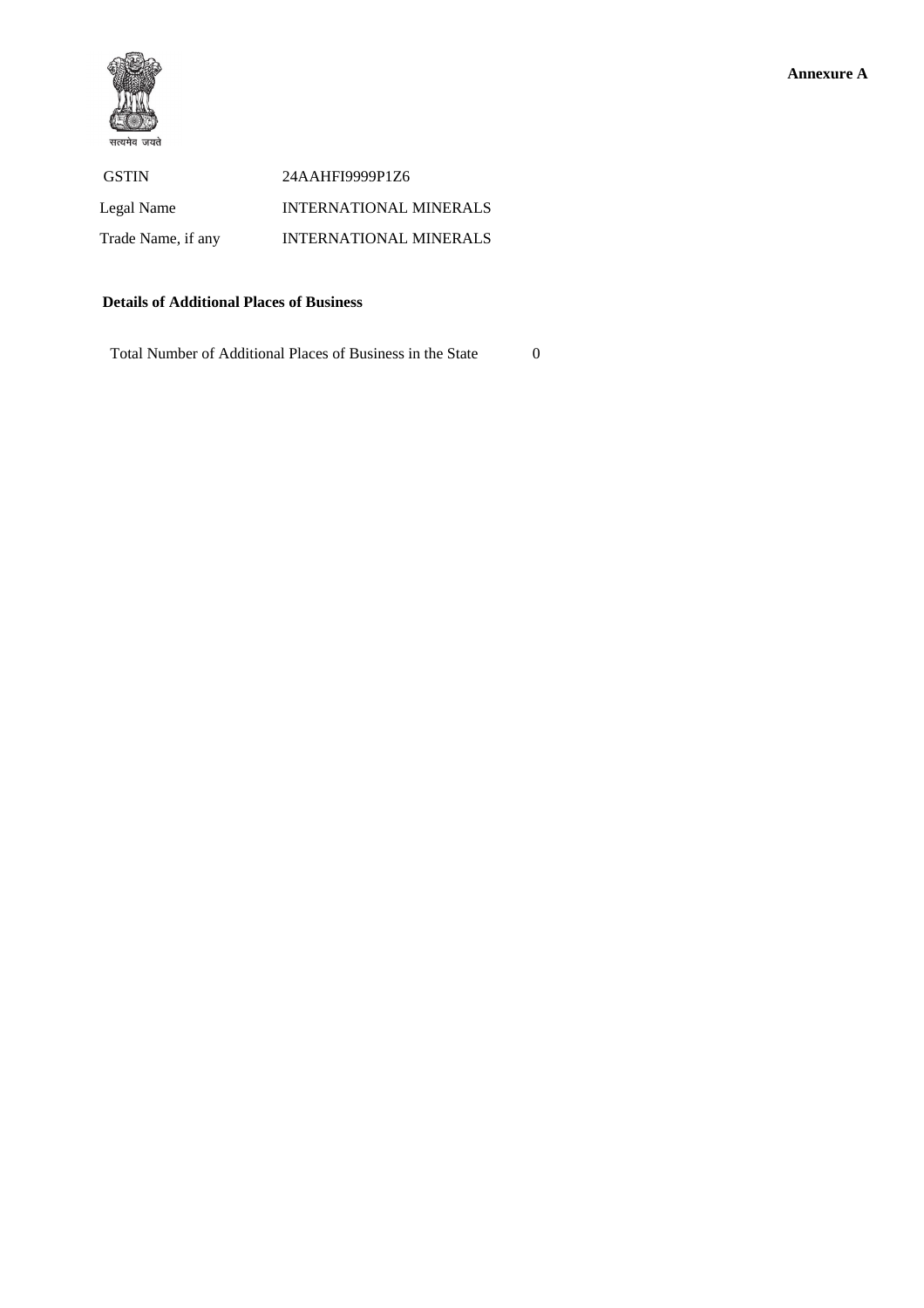**Annexure A**

सत्यमेव जयते

| GSTIN | 24AAHFI9999P1Z6 |
|---|---|
| Legal Name | INTERNATIONAL MINERALS |
| Trade Name, if any | INTERNATIONAL MINERALS |

**Details of Additional Places of Business**

Total Number of Additional Places of Business in the State 0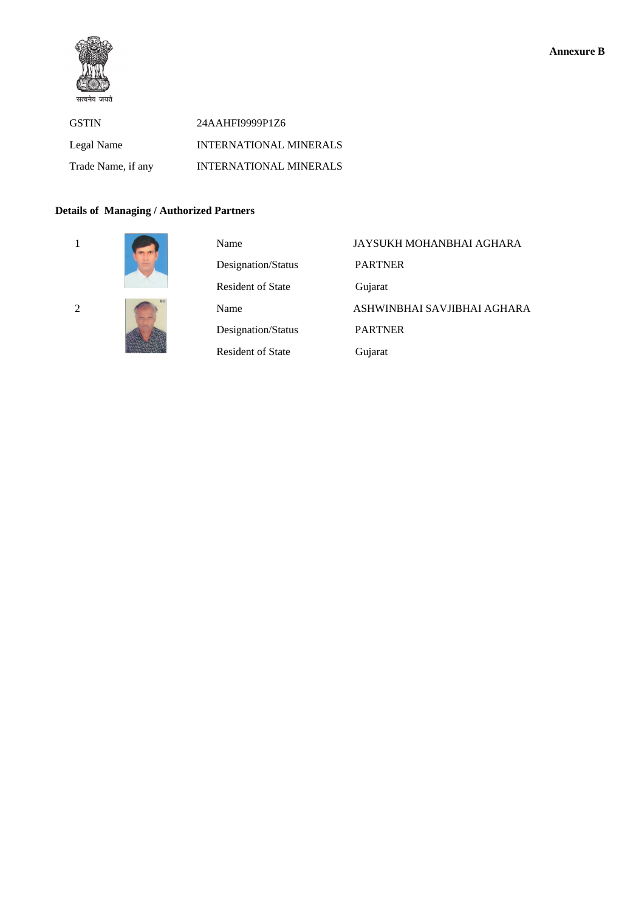**Annexure B**

सत्यमेव जयते

| | |
|---|---|
| GSTIN | 24AAHFI9999P1Z6 |
| Legal Name | INTERNATIONAL MINERALS |
| Trade Name, if any | INTERNATIONAL MINERALS |

**Details of Managing / Authorized Partners**

| | | |
|---|---|---|
| 1 | Name | JAYSUKH MOHANBHAI AGHARA |
| | Designation/Status | PARTNER |
| | Resident of State | Gujarat |
| 2 | Name | ASHWINBHAI SAVJIBHAI AGHARA |
| | Designation/Status | PARTNER |
| | Resident of State | Gujarat |